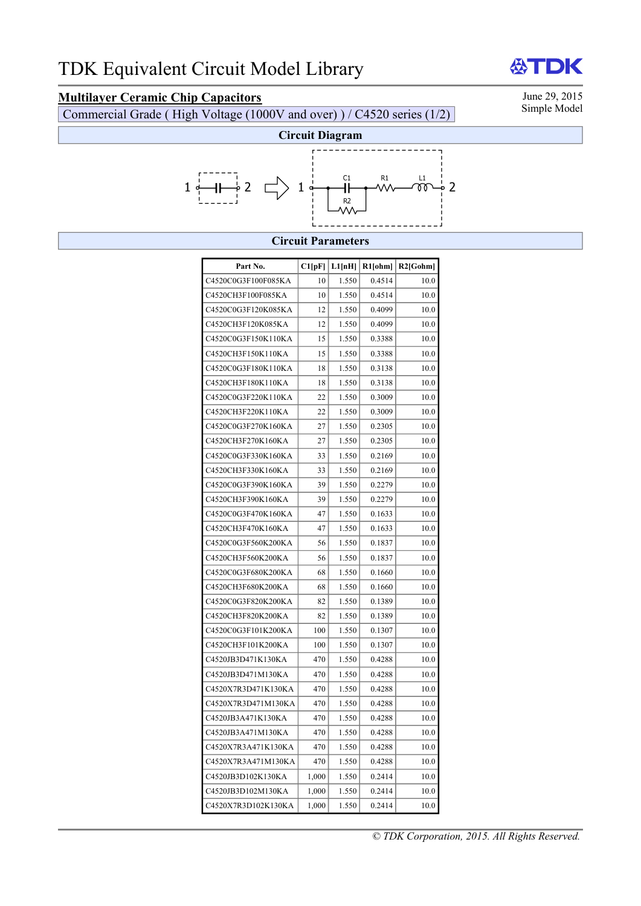# TDK Equivalent Circuit Model Library

**Multilayer Ceramic Chip Capacitors**

Commercial Grade ( High Voltage (1000V and over) ) / C4520 series (1/2)

June 29, 2015
Simple Model

## Circuit Diagram

1 —C— 2 ⇨ 1 — C1 — R1 — L1 — 2 (R2 in parallel with C1)

## Circuit Parameters

| Part No. | C1[pF] | L1[nH] | R1[ohm] | R2[Gohm] |
|---|---|---|---|---|
| C4520C0G3F100F085KA | 10 | 1.550 | 0.4514 | 10.0 |
| C4520CH3F100F085KA | 10 | 1.550 | 0.4514 | 10.0 |
| C4520C0G3F120K085KA | 12 | 1.550 | 0.4099 | 10.0 |
| C4520CH3F120K085KA | 12 | 1.550 | 0.4099 | 10.0 |
| C4520C0G3F150K110KA | 15 | 1.550 | 0.3388 | 10.0 |
| C4520CH3F150K110KA | 15 | 1.550 | 0.3388 | 10.0 |
| C4520C0G3F180K110KA | 18 | 1.550 | 0.3138 | 10.0 |
| C4520CH3F180K110KA | 18 | 1.550 | 0.3138 | 10.0 |
| C4520C0G3F220K110KA | 22 | 1.550 | 0.3009 | 10.0 |
| C4520CH3F220K110KA | 22 | 1.550 | 0.3009 | 10.0 |
| C4520C0G3F270K160KA | 27 | 1.550 | 0.2305 | 10.0 |
| C4520CH3F270K160KA | 27 | 1.550 | 0.2305 | 10.0 |
| C4520C0G3F330K160KA | 33 | 1.550 | 0.2169 | 10.0 |
| C4520CH3F330K160KA | 33 | 1.550 | 0.2169 | 10.0 |
| C4520C0G3F390K160KA | 39 | 1.550 | 0.2279 | 10.0 |
| C4520CH3F390K160KA | 39 | 1.550 | 0.2279 | 10.0 |
| C4520C0G3F470K160KA | 47 | 1.550 | 0.1633 | 10.0 |
| C4520CH3F470K160KA | 47 | 1.550 | 0.1633 | 10.0 |
| C4520C0G3F560K200KA | 56 | 1.550 | 0.1837 | 10.0 |
| C4520CH3F560K200KA | 56 | 1.550 | 0.1837 | 10.0 |
| C4520C0G3F680K200KA | 68 | 1.550 | 0.1660 | 10.0 |
| C4520CH3F680K200KA | 68 | 1.550 | 0.1660 | 10.0 |
| C4520C0G3F820K200KA | 82 | 1.550 | 0.1389 | 10.0 |
| C4520CH3F820K200KA | 82 | 1.550 | 0.1389 | 10.0 |
| C4520C0G3F101K200KA | 100 | 1.550 | 0.1307 | 10.0 |
| C4520CH3F101K200KA | 100 | 1.550 | 0.1307 | 10.0 |
| C4520JB3D471K130KA | 470 | 1.550 | 0.4288 | 10.0 |
| C4520JB3D471M130KA | 470 | 1.550 | 0.4288 | 10.0 |
| C4520X7R3D471K130KA | 470 | 1.550 | 0.4288 | 10.0 |
| C4520X7R3D471M130KA | 470 | 1.550 | 0.4288 | 10.0 |
| C4520JB3A471K130KA | 470 | 1.550 | 0.4288 | 10.0 |
| C4520JB3A471M130KA | 470 | 1.550 | 0.4288 | 10.0 |
| C4520X7R3A471K130KA | 470 | 1.550 | 0.4288 | 10.0 |
| C4520X7R3A471M130KA | 470 | 1.550 | 0.4288 | 10.0 |
| C4520JB3D102K130KA | 1,000 | 1.550 | 0.2414 | 10.0 |
| C4520JB3D102M130KA | 1,000 | 1.550 | 0.2414 | 10.0 |
| C4520X7R3D102K130KA | 1,000 | 1.550 | 0.2414 | 10.0 |

*© TDK Corporation, 2015. All Rights Reserved.*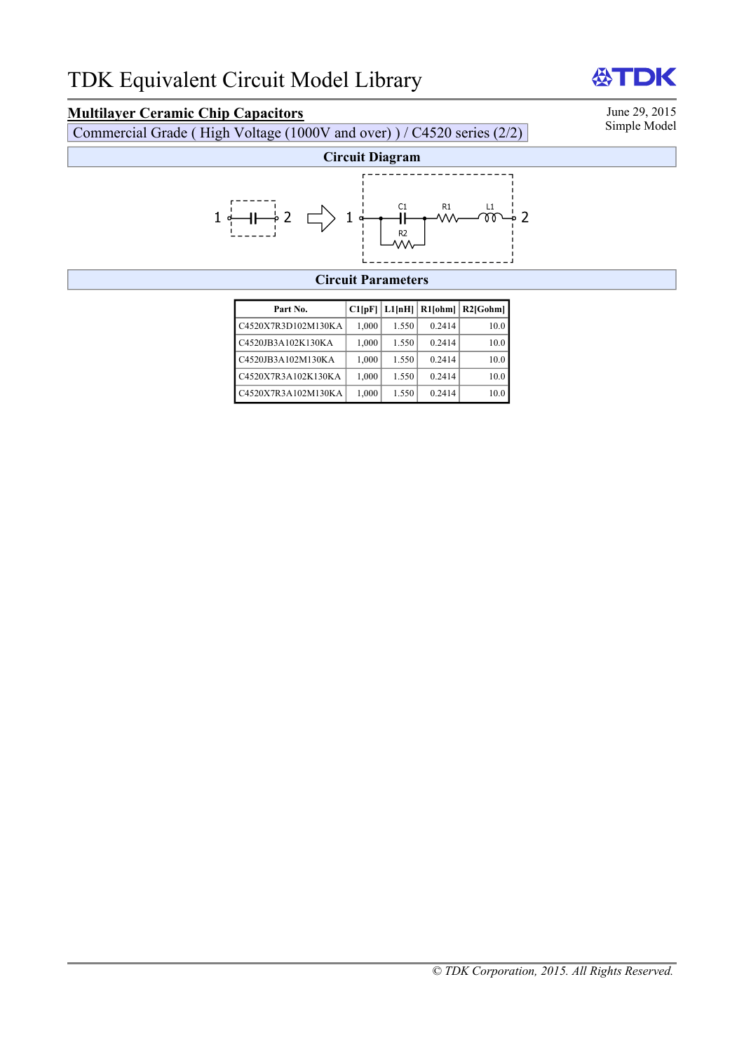# TDK Equivalent Circuit Model Library

June 29, 2015
Simple Model

## Multilayer Ceramic Chip Capacitors

Commercial Grade ( High Voltage (1000V and over) ) / C4520 series (2/2)

### Circuit Diagram

1 2 ⇨ 1 C1 R1 L1 2
R2

### Circuit Parameters

| Part No. | C1[pF] | L1[nH] | R1[ohm] | R2[Gohm] |
|---|---|---|---|---|
| C4520X7R3D102M130KA | 1,000 | 1.550 | 0.2414 | 10.0 |
| C4520JB3A102K130KA | 1,000 | 1.550 | 0.2414 | 10.0 |
| C4520JB3A102M130KA | 1,000 | 1.550 | 0.2414 | 10.0 |
| C4520X7R3A102K130KA | 1,000 | 1.550 | 0.2414 | 10.0 |
| C4520X7R3A102M130KA | 1,000 | 1.550 | 0.2414 | 10.0 |

*© TDK Corporation, 2015. All Rights Reserved.*